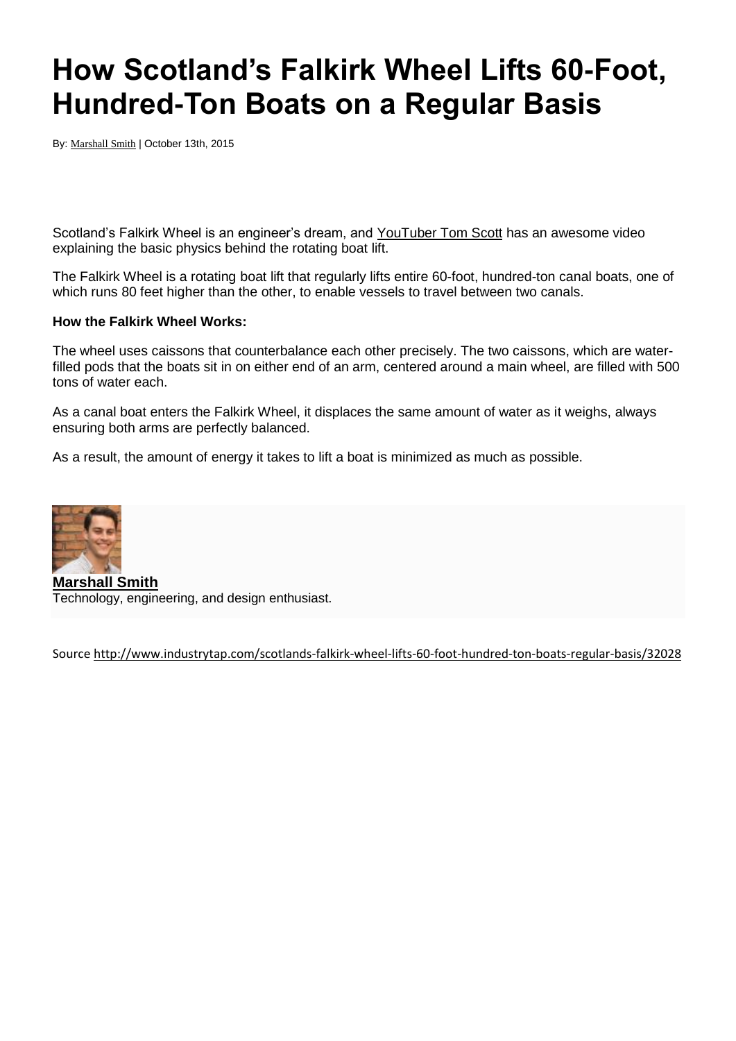# How Scotland's Falkirk Wheel Lifts 60-Foot, Hundred-Ton Boats on a Regular Basis

By: Marshall Smith | October 13th, 2015

Scotland's Falkirk Wheel is an engineer's dream, and YouTuber Tom Scott has an awesome video explaining the basic physics behind the rotating boat lift.

The Falkirk Wheel is a rotating boat lift that regularly lifts entire 60-foot, hundred-ton canal boats, one of which runs 80 feet higher than the other, to enable vessels to travel between two canals.

**How the Falkirk Wheel Works:**

The wheel uses caissons that counterbalance each other precisely. The two caissons, which are water-filled pods that the boats sit in on either end of an arm, centered around a main wheel, are filled with 500 tons of water each.

As a canal boat enters the Falkirk Wheel, it displaces the same amount of water as it weighs, always ensuring both arms are perfectly balanced.

As a result, the amount of energy it takes to lift a boat is minimized as much as possible.

**Marshall Smith**
Technology, engineering, and design enthusiast.

Source http://www.industrytap.com/scotlands-falkirk-wheel-lifts-60-foot-hundred-ton-boats-regular-basis/32028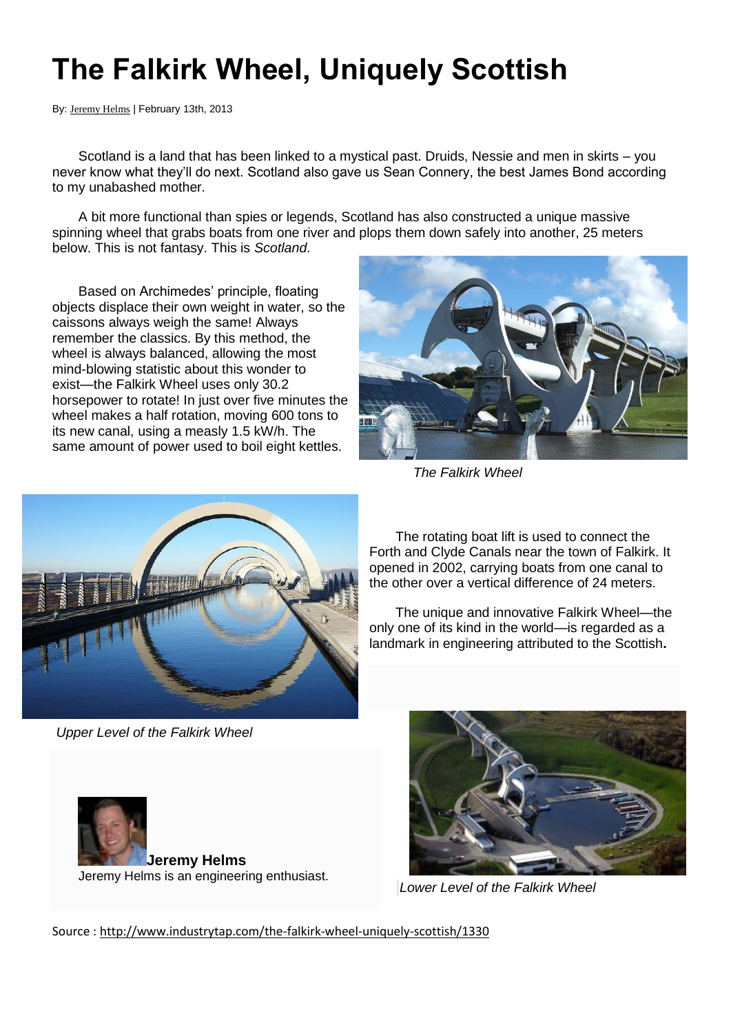# The Falkirk Wheel, Uniquely Scottish

By: Jeremy Helms | February 13th, 2013

Scotland is a land that has been linked to a mystical past. Druids, Nessie and men in skirts – you never know what they'll do next. Scotland also gave us Sean Connery, the best James Bond according to my unabashed mother.

A bit more functional than spies or legends, Scotland has also constructed a unique massive spinning wheel that grabs boats from one river and plops them down safely into another, 25 meters below. This is not fantasy. This is *Scotland*.

Based on Archimedes' principle, floating objects displace their own weight in water, so the caissons always weigh the same! Always remember the classics. By this method, the wheel is always balanced, allowing the most mind-blowing statistic about this wonder to exist—the Falkirk Wheel uses only 30.2 horsepower to rotate! In just over five minutes the wheel makes a half rotation, moving 600 tons to its new canal, using a measly 1.5 kW/h. The same amount of power used to boil eight kettles.

*The Falkirk Wheel*

The rotating boat lift is used to connect the Forth and Clyde Canals near the town of Falkirk. It opened in 2002, carrying boats from one canal to the other over a vertical difference of 24 meters.

The unique and innovative Falkirk Wheel—the only one of its kind in the world—is regarded as a landmark in engineering attributed to the Scottish**.**

*Upper Level of the Falkirk Wheel*

**Jeremy Helms**
Jeremy Helms is an engineering enthusiast.

*Lower Level of the Falkirk Wheel*

Source : http://www.industrytap.com/the-falkirk-wheel-uniquely-scottish/1330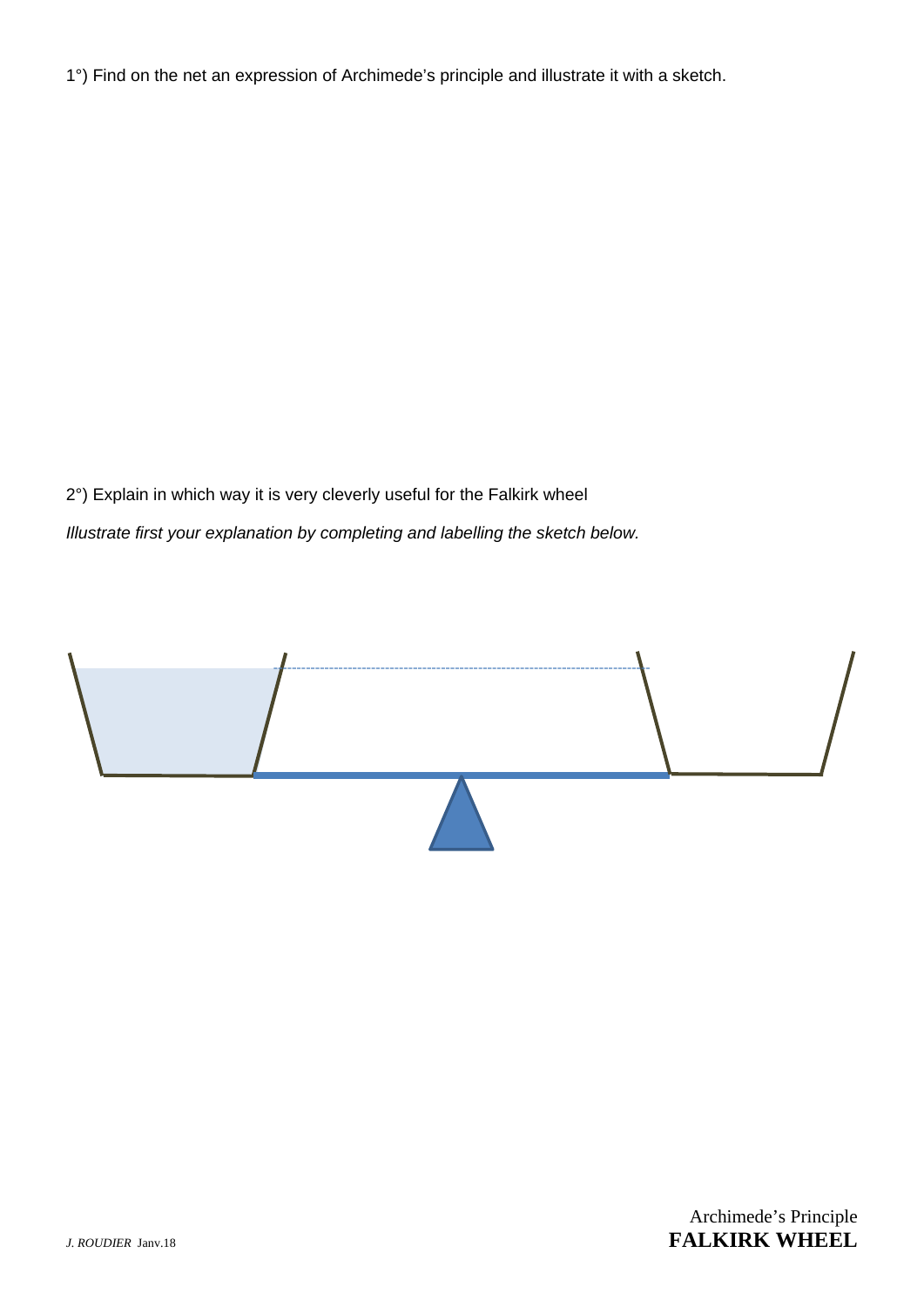1°) Find on the net an expression of Archimede's principle and illustrate it with a sketch.

2°) Explain in which way it is very cleverly useful for the Falkirk wheel

*Illustrate first your explanation by completing and labelling the sketch below.*

J. ROUDIER Janv.18

Archimede's Principle
**FALKIRK WHEEL**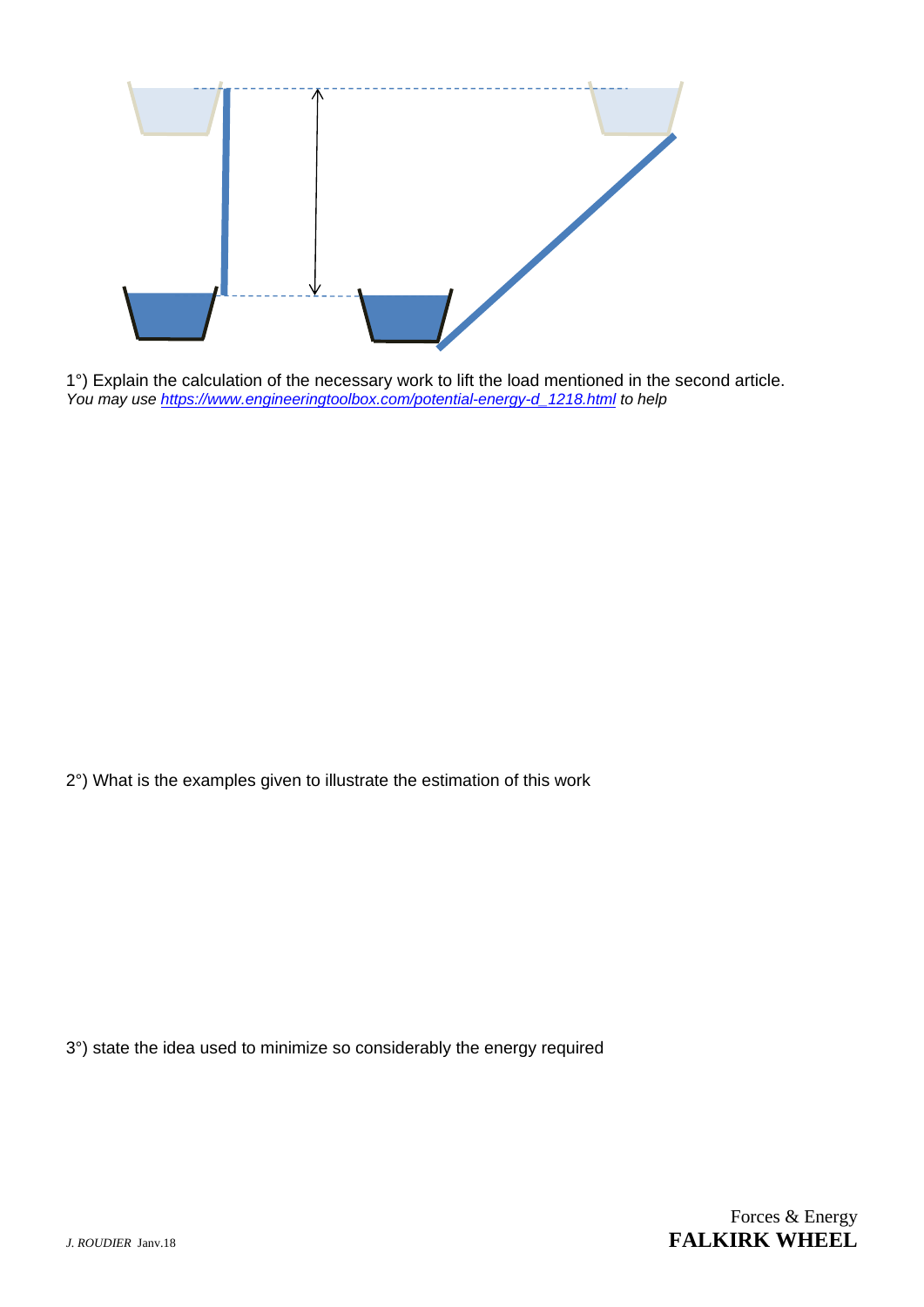1°) Explain the calculation of the necessary work to lift the load mentioned in the second article.
*You may use [https://www.engineeringtoolbox.com/potential-energy-d_1218.html](https://www.engineeringtoolbox.com/potential-energy-d_1218.html) to help*

2°) What is the examples given to illustrate the estimation of this work

3°) state the idea used to minimize so considerably the energy required